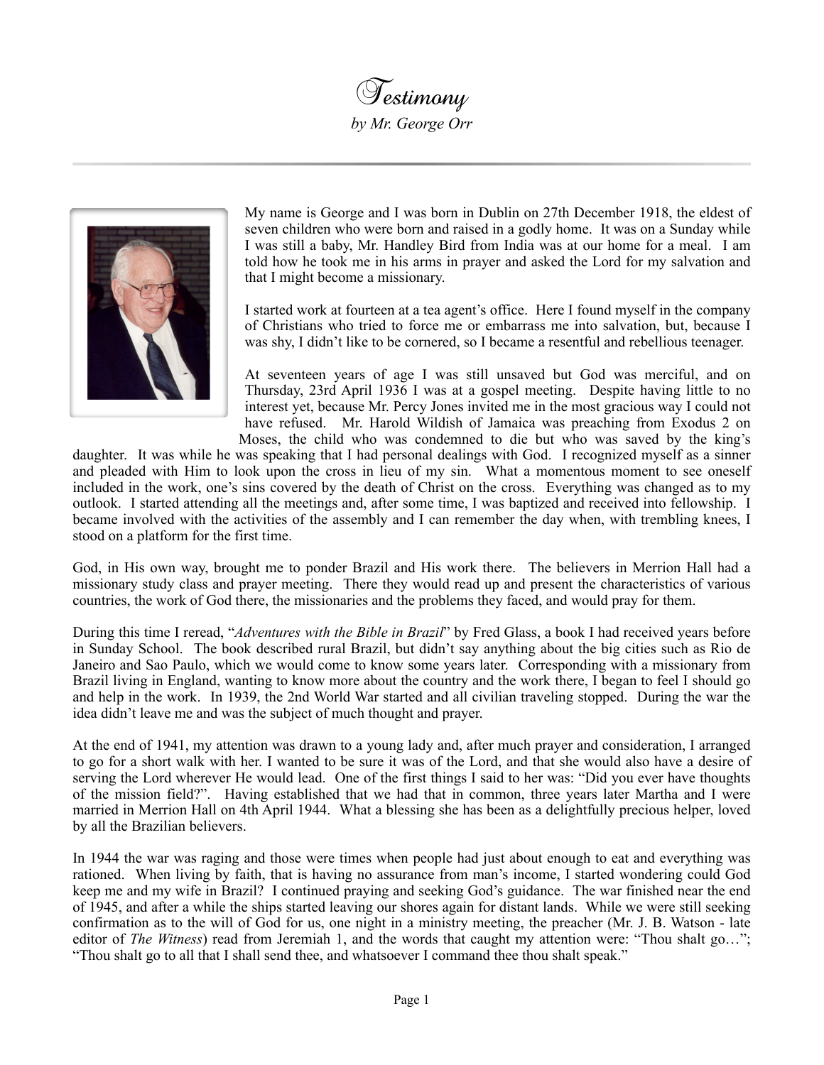# Testimony

*by Mr. George Orr*

---

My name is George and I was born in Dublin on 27th December 1918, the eldest of seven children who were born and raised in a godly home. It was on a Sunday while I was still a baby, Mr. Handley Bird from India was at our home for a meal. I am told how he took me in his arms in prayer and asked the Lord for my salvation and that I might become a missionary.

I started work at fourteen at a tea agent's office. Here I found myself in the company of Christians who tried to force me or embarrass me into salvation, but, because I was shy, I didn't like to be cornered, so I became a resentful and rebellious teenager.

At seventeen years of age I was still unsaved but God was merciful, and on Thursday, 23rd April 1936 I was at a gospel meeting. Despite having little to no interest yet, because Mr. Percy Jones invited me in the most gracious way I could not have refused. Mr. Harold Wildish of Jamaica was preaching from Exodus 2 on Moses, the child who was condemned to die but who was saved by the king's daughter. It was while he was speaking that I had personal dealings with God. I recognized myself as a sinner and pleaded with Him to look upon the cross in lieu of my sin. What a momentous moment to see oneself included in the work, one's sins covered by the death of Christ on the cross. Everything was changed as to my outlook. I started attending all the meetings and, after some time, I was baptized and received into fellowship. I became involved with the activities of the assembly and I can remember the day when, with trembling knees, I stood on a platform for the first time.

God, in His own way, brought me to ponder Brazil and His work there. The believers in Merrion Hall had a missionary study class and prayer meeting. There they would read up and present the characteristics of various countries, the work of God there, the missionaries and the problems they faced, and would pray for them.

During this time I reread, "*Adventures with the Bible in Brazil*" by Fred Glass, a book I had received years before in Sunday School. The book described rural Brazil, but didn't say anything about the big cities such as Rio de Janeiro and Sao Paulo, which we would come to know some years later. Corresponding with a missionary from Brazil living in England, wanting to know more about the country and the work there, I began to feel I should go and help in the work. In 1939, the 2nd World War started and all civilian traveling stopped. During the war the idea didn't leave me and was the subject of much thought and prayer.

At the end of 1941, my attention was drawn to a young lady and, after much prayer and consideration, I arranged to go for a short walk with her. I wanted to be sure it was of the Lord, and that she would also have a desire of serving the Lord wherever He would lead. One of the first things I said to her was: "Did you ever have thoughts of the mission field?". Having established that we had that in common, three years later Martha and I were married in Merrion Hall on 4th April 1944. What a blessing she has been as a delightfully precious helper, loved by all the Brazilian believers.

In 1944 the war was raging and those were times when people had just about enough to eat and everything was rationed. When living by faith, that is having no assurance from man's income, I started wondering could God keep me and my wife in Brazil? I continued praying and seeking God's guidance. The war finished near the end of 1945, and after a while the ships started leaving our shores again for distant lands. While we were still seeking confirmation as to the will of God for us, one night in a ministry meeting, the preacher (Mr. J. B. Watson - late editor of *The Witness*) read from Jeremiah 1, and the words that caught my attention were: "Thou shalt go…"; "Thou shalt go to all that I shall send thee, and whatsoever I command thee thou shalt speak."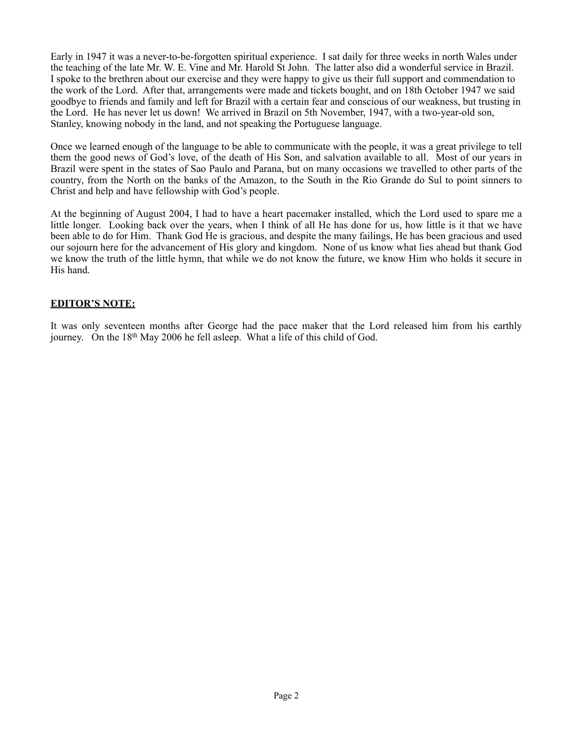Early in 1947 it was a never-to-be-forgotten spiritual experience. I sat daily for three weeks in north Wales under the teaching of the late Mr. W. E. Vine and Mr. Harold St John. The latter also did a wonderful service in Brazil. I spoke to the brethren about our exercise and they were happy to give us their full support and commendation to the work of the Lord. After that, arrangements were made and tickets bought, and on 18th October 1947 we said goodbye to friends and family and left for Brazil with a certain fear and conscious of our weakness, but trusting in the Lord. He has never let us down! We arrived in Brazil on 5th November, 1947, with a two-year-old son, Stanley, knowing nobody in the land, and not speaking the Portuguese language.

Once we learned enough of the language to be able to communicate with the people, it was a great privilege to tell them the good news of God's love, of the death of His Son, and salvation available to all. Most of our years in Brazil were spent in the states of Sao Paulo and Parana, but on many occasions we travelled to other parts of the country, from the North on the banks of the Amazon, to the South in the Rio Grande do Sul to point sinners to Christ and help and have fellowship with God's people.

At the beginning of August 2004, I had to have a heart pacemaker installed, which the Lord used to spare me a little longer. Looking back over the years, when I think of all He has done for us, how little is it that we have been able to do for Him. Thank God He is gracious, and despite the many failings, He has been gracious and used our sojourn here for the advancement of His glory and kingdom. None of us know what lies ahead but thank God we know the truth of the little hymn, that while we do not know the future, we know Him who holds it secure in His hand.

**EDITOR'S NOTE:**

It was only seventeen months after George had the pace maker that the Lord released him from his earthly journey. On the 18th May 2006 he fell asleep. What a life of this child of God.